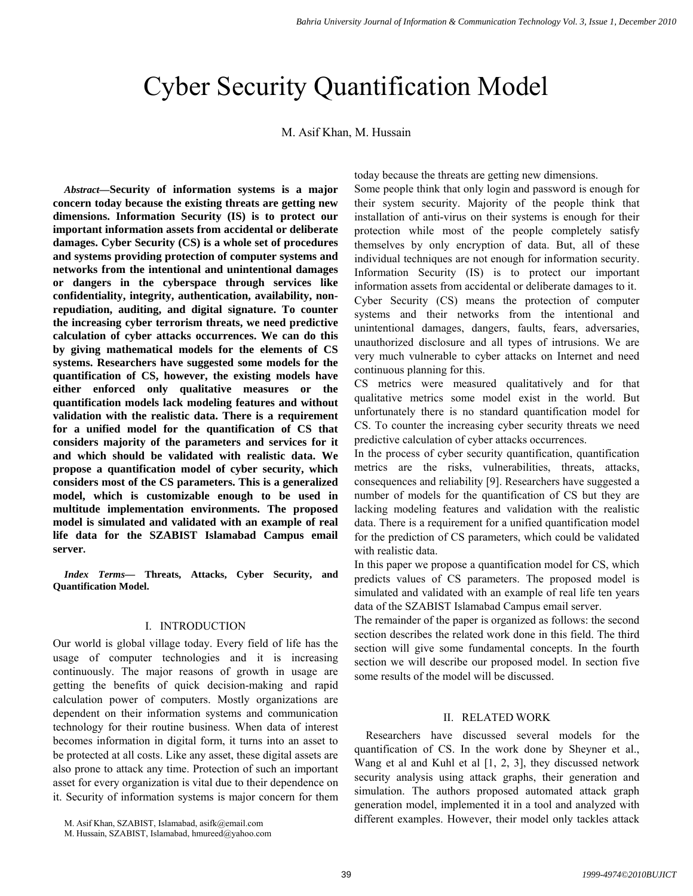# Cyber Security Quantification Model

M. Asif Khan, M. Hussain

***Abstract*—Security of information systems is a major concern today because the existing threats are getting new dimensions. Information Security (IS) is to protect our important information assets from accidental or deliberate damages. Cyber Security (CS) is a whole set of procedures and systems providing protection of computer systems and networks from the intentional and unintentional damages or dangers in the cyberspace through services like confidentiality, integrity, authentication, availability, non-repudiation, auditing, and digital signature. To counter the increasing cyber terrorism threats, we need predictive calculation of cyber attacks occurrences. We can do this by giving mathematical models for the elements of CS systems. Researchers have suggested some models for the quantification of CS, however, the existing models have either enforced only qualitative measures or the quantification models lack modeling features and without validation with the realistic data. There is a requirement for a unified model for the quantification of CS that considers majority of the parameters and services for it and which should be validated with realistic data. We propose a quantification model of cyber security, which considers most of the CS parameters. This is a generalized model, which is customizable enough to be used in multitude implementation environments. The proposed model is simulated and validated with an example of real life data for the SZABIST Islamabad Campus email server.**

***Index Terms*— Threats, Attacks, Cyber Security, and Quantification Model.**

M. Asif Khan, SZABIST, Islamabad, asifk@email.com
M. Hussain, SZABIST, Islamabad, hmureed@yahoo.com

## I. INTRODUCTION

Our world is global village today. Every field of life has the usage of computer technologies and it is increasing continuously. The major reasons of growth in usage are getting the benefits of quick decision-making and rapid calculation power of computers. Mostly organizations are dependent on their information systems and communication technology for their routine business. When data of interest becomes information in digital form, it turns into an asset to be protected at all costs. Like any asset, these digital assets are also prone to attack any time. Protection of such an important asset for every organization is vital due to their dependence on it. Security of information systems is major concern for them today because the threats are getting new dimensions.

Some people think that only login and password is enough for their system security. Majority of the people think that installation of anti-virus on their systems is enough for their protection while most of the people completely satisfy themselves by only encryption of data. But, all of these individual techniques are not enough for information security. Information Security (IS) is to protect our important information assets from accidental or deliberate damages to it.

Cyber Security (CS) means the protection of computer systems and their networks from the intentional and unintentional damages, dangers, faults, fears, adversaries, unauthorized disclosure and all types of intrusions. We are very much vulnerable to cyber attacks on Internet and need continuous planning for this.

CS metrics were measured qualitatively and for that qualitative metrics some model exist in the world. But unfortunately there is no standard quantification model for CS. To counter the increasing cyber security threats we need predictive calculation of cyber attacks occurrences.

In the process of cyber security quantification, quantification metrics are the risks, vulnerabilities, threats, attacks, consequences and reliability [9]. Researchers have suggested a number of models for the quantification of CS but they are lacking modeling features and validation with the realistic data. There is a requirement for a unified quantification model for the prediction of CS parameters, which could be validated with realistic data.

In this paper we propose a quantification model for CS, which predicts values of CS parameters. The proposed model is simulated and validated with an example of real life ten years data of the SZABIST Islamabad Campus email server.

The remainder of the paper is organized as follows: the second section describes the related work done in this field. The third section will give some fundamental concepts. In the fourth section we will describe our proposed model. In section five some results of the model will be discussed.

## II. RELATED WORK

Researchers have discussed several models for the quantification of CS. In the work done by Sheyner et al., Wang et al and Kuhl et al [1, 2, 3], they discussed network security analysis using attack graphs, their generation and simulation. The authors proposed automated attack graph generation model, implemented it in a tool and analyzed with different examples. However, their model only tackles attack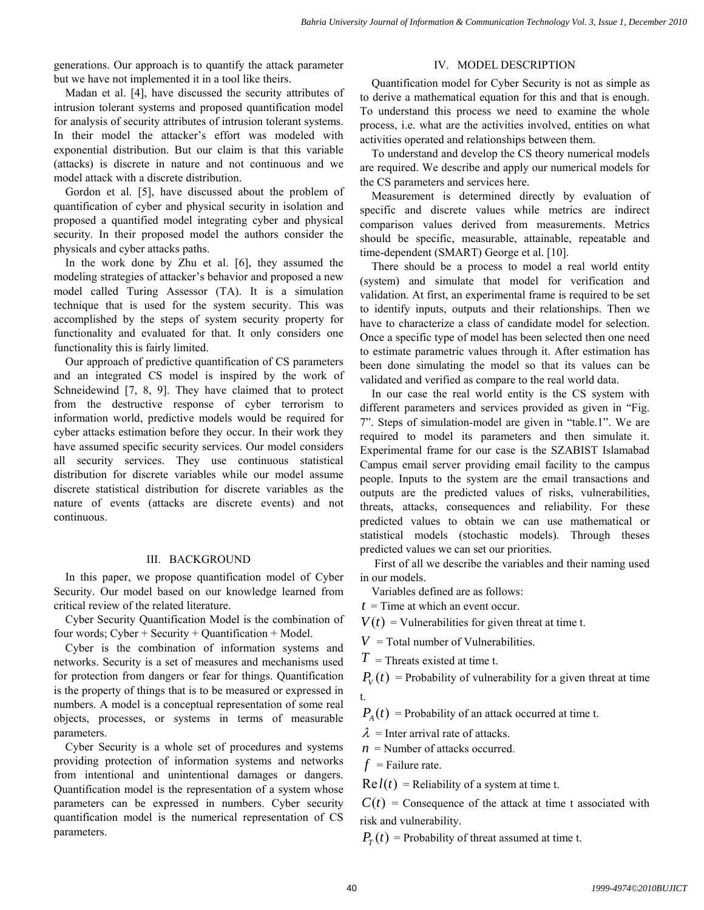generations. Our approach is to quantify the attack parameter but we have not implemented it in a tool like theirs.

Madan et al. [4], have discussed the security attributes of intrusion tolerant systems and proposed quantification model for analysis of security attributes of intrusion tolerant systems. In their model the attacker's effort was modeled with exponential distribution. But our claim is that this variable (attacks) is discrete in nature and not continuous and we model attack with a discrete distribution.

Gordon et al. [5], have discussed about the problem of quantification of cyber and physical security in isolation and proposed a quantified model integrating cyber and physical security. In their proposed model the authors consider the physicals and cyber attacks paths.

In the work done by Zhu et al. [6], they assumed the modeling strategies of attacker's behavior and proposed a new model called Turing Assessor (TA). It is a simulation technique that is used for the system security. This was accomplished by the steps of system security property for functionality and evaluated for that. It only considers one functionality this is fairly limited.

Our approach of predictive quantification of CS parameters and an integrated CS model is inspired by the work of Schneidewind [7, 8, 9]. They have claimed that to protect from the destructive response of cyber terrorism to information world, predictive models would be required for cyber attacks estimation before they occur. In their work they have assumed specific security services. Our model considers all security services. They use continuous statistical distribution for discrete variables while our model assume discrete statistical distribution for discrete variables as the nature of events (attacks are discrete events) and not continuous.

## III. BACKGROUND

In this paper, we propose quantification model of Cyber Security. Our model based on our knowledge learned from critical review of the related literature.

Cyber Security Quantification Model is the combination of four words; Cyber + Security + Quantification + Model.

Cyber is the combination of information systems and networks. Security is a set of measures and mechanisms used for protection from dangers or fear for things. Quantification is the property of things that is to be measured or expressed in numbers. A model is a conceptual representation of some real objects, processes, or systems in terms of measurable parameters.

Cyber Security is a whole set of procedures and systems providing protection of information systems and networks from intentional and unintentional damages or dangers. Quantification model is the representation of a system whose parameters can be expressed in numbers. Cyber security quantification model is the numerical representation of CS parameters.

## IV. MODEL DESCRIPTION

Quantification model for Cyber Security is not as simple as to derive a mathematical equation for this and that is enough. To understand this process we need to examine the whole process, i.e. what are the activities involved, entities on what activities operated and relationships between them.

To understand and develop the CS theory numerical models are required. We describe and apply our numerical models for the CS parameters and services here.

Measurement is determined directly by evaluation of specific and discrete values while metrics are indirect comparison values derived from measurements. Metrics should be specific, measurable, attainable, repeatable and time-dependent (SMART) George et al. [10].

There should be a process to model a real world entity (system) and simulate that model for verification and validation. At first, an experimental frame is required to be set to identify inputs, outputs and their relationships. Then we have to characterize a class of candidate model for selection. Once a specific type of model has been selected then one need to estimate parametric values through it. After estimation has been done simulating the model so that its values can be validated and verified as compare to the real world data.

In our case the real world entity is the CS system with different parameters and services provided as given in "Fig. 7". Steps of simulation-model are given in "table.1". We are required to model its parameters and then simulate it. Experimental frame for our case is the SZABIST Islamabad Campus email server providing email facility to the campus people. Inputs to the system are the email transactions and outputs are the predicted values of risks, vulnerabilities, threats, attacks, consequences and reliability. For these predicted values to obtain we can use mathematical or statistical models (stochastic models). Through theses predicted values we can set our priorities.

First of all we describe the variables and their naming used in our models.

Variables defined are as follows:

$t$ = Time at which an event occur.

$V(t)$ = Vulnerabilities for given threat at time t.

$V$ = Total number of Vulnerabilities.

$T$ = Threats existed at time t.

$P_V(t)$ = Probability of vulnerability for a given threat at time t.

$P_A(t)$ = Probability of an attack occurred at time t.

$\lambda$ = Inter arrival rate of attacks.

$n$ = Number of attacks occurred.

$f$ = Failure rate.

$\mathrm{Re}l(t)$ = Reliability of a system at time t.

$C(t)$ = Consequence of the attack at time t associated with risk and vulnerability.

$P_T(t)$ = Probability of threat assumed at time t.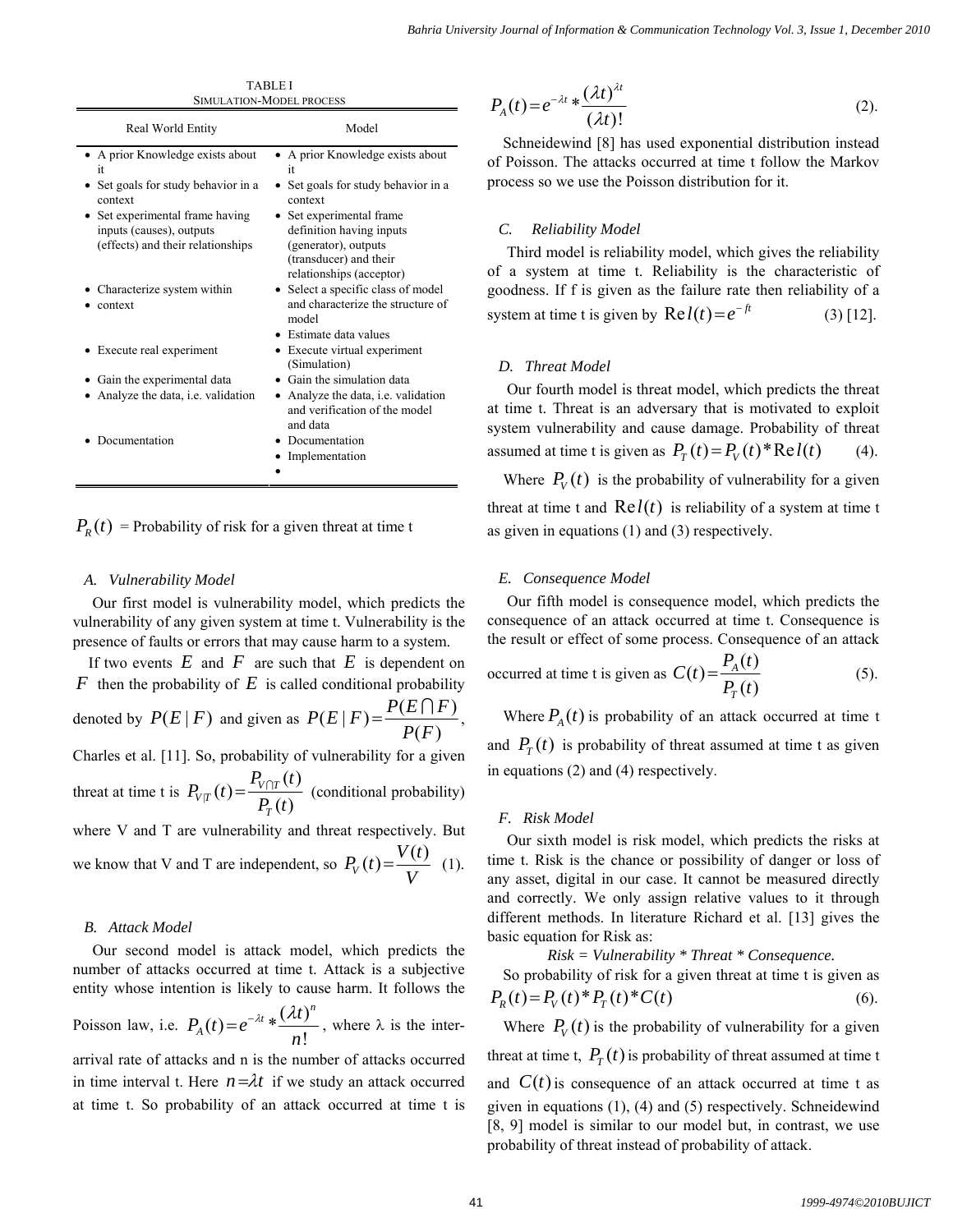TABLE I
SIMULATION-MODEL PROCESS

| Real World Entity | Model |
|---|---|
| • A prior Knowledge exists about it | • A prior Knowledge exists about it |
| • Set goals for study behavior in a context | • Set goals for study behavior in a context |
| • Set experimental frame having inputs (causes), outputs (effects) and their relationships | • Set experimental frame definition having inputs (generator), outputs (transducer) and their relationships (acceptor) |
| • Characterize system within<br>• context | • Select a specific class of model and characterize the structure of model<br>• Estimate data values |
| • Execute real experiment | • Execute virtual experiment (Simulation) |
| • Gain the experimental data | • Gain the simulation data |
| • Analyze the data, i.e. validation | • Analyze the data, i.e. validation and verification of the model and data |
| • Documentation | • Documentation<br>• Implementation<br>• |

$P_R(t)$ = Probability of risk for a given threat at time t

### A. Vulnerability Model

Our first model is vulnerability model, which predicts the vulnerability of any given system at time t. Vulnerability is the presence of faults or errors that may cause harm to a system.

If two events $E$ and $F$ are such that $E$ is dependent on $F$ then the probability of $E$ is called conditional probability denoted by $P(E \mid F)$ and given as $P(E \mid F) = \dfrac{P(E \cap F)}{P(F)}$, Charles et al. [11]. So, probability of vulnerability for a given threat at time t is $P_{V|T}(t) = \dfrac{P_{V \cap T}(t)}{P_T(t)}$ (conditional probability) where V and T are vulnerability and threat respectively. But we know that V and T are independent, so $P_V(t) = \dfrac{V(t)}{V}$ (1).

### B. Attack Model

Our second model is attack model, which predicts the number of attacks occurred at time t. Attack is a subjective entity whose intention is likely to cause harm. It follows the Poisson law, i.e. $P_A(t) = e^{-\lambda t} * \dfrac{(\lambda t)^n}{n!}$, where λ is the inter-arrival rate of attacks and n is the number of attacks occurred in time interval t. Here $n = \lambda t$ if we study an attack occurred at time t. So probability of an attack occurred at time t is

$$P_A(t) = e^{-\lambda t} * \frac{(\lambda t)^{\lambda t}}{(\lambda t)!} \qquad (2).$$

Schneidewind [8] has used exponential distribution instead of Poisson. The attacks occurred at time t follow the Markov process so we use the Poisson distribution for it.

### C. Reliability Model

Third model is reliability model, which gives the reliability of a system at time t. Reliability is the characteristic of goodness. If f is given as the failure rate then reliability of a system at time t is given by $\mathrm{Re}l(t) = e^{-ft}$ (3) [12].

### D. Threat Model

Our fourth model is threat model, which predicts the threat at time t. Threat is an adversary that is motivated to exploit system vulnerability and cause damage. Probability of threat assumed at time t is given as $P_T(t) = P_V(t) * \mathrm{Re}l(t)$ (4).

Where $P_V(t)$ is the probability of vulnerability for a given threat at time t and $\mathrm{Re}l(t)$ is reliability of a system at time t as given in equations (1) and (3) respectively.

### E. Consequence Model

Our fifth model is consequence model, which predicts the consequence of an attack occurred at time t. Consequence is the result or effect of some process. Consequence of an attack occurred at time t is given as $C(t) = \dfrac{P_A(t)}{P_T(t)}$ (5).

Where $P_A(t)$ is probability of an attack occurred at time t and $P_T(t)$ is probability of threat assumed at time t as given in equations (2) and (4) respectively.

### F. Risk Model

Our sixth model is risk model, which predicts the risks at time t. Risk is the chance or possibility of danger or loss of any asset, digital in our case. It cannot be measured directly and correctly. We only assign relative values to it through different methods. In literature Richard et al. [13] gives the basic equation for Risk as:

*Risk = Vulnerability * Threat * Consequence.*

So probability of risk for a given threat at time t is given as

$$P_R(t) = P_V(t) * P_T(t) * C(t) \qquad (6).$$

Where $P_V(t)$ is the probability of vulnerability for a given threat at time t, $P_T(t)$ is probability of threat assumed at time t and $C(t)$ is consequence of an attack occurred at time t as given in equations (1), (4) and (5) respectively. Schneidewind [8, 9] model is similar to our model but, in contrast, we use probability of threat instead of probability of attack.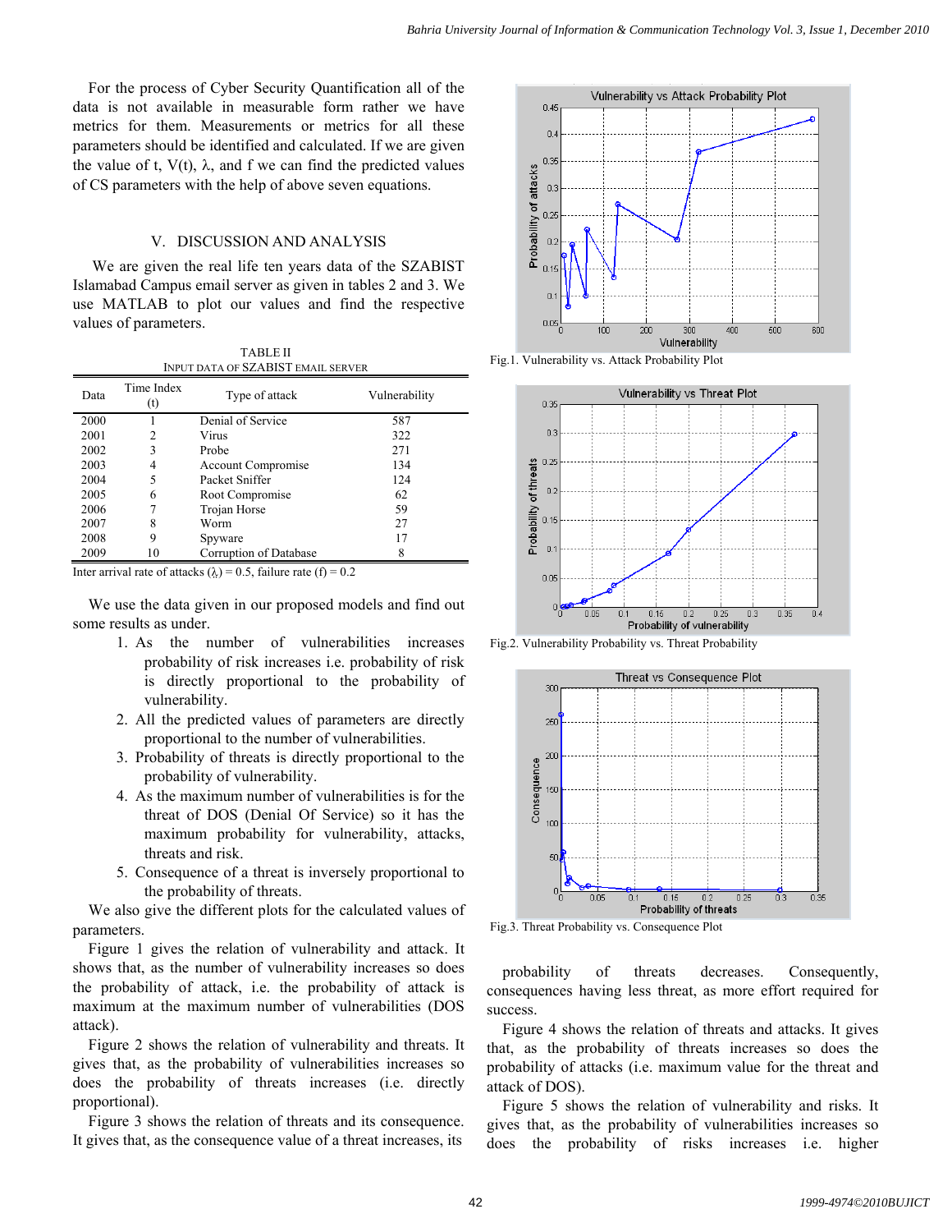For the process of Cyber Security Quantification all of the data is not available in measurable form rather we have metrics for them. Measurements or metrics for all these parameters should be identified and calculated. If we are given the value of t, V(t), λ, and f we can find the predicted values of CS parameters with the help of above seven equations.

## V. DISCUSSION AND ANALYSIS

We are given the real life ten years data of the SZABIST Islamabad Campus email server as given in tables 2 and 3. We use MATLAB to plot our values and find the respective values of parameters.

TABLE II
INPUT DATA OF SZABIST EMAIL SERVER

| Data | Time Index (t) | Type of attack | Vulnerability |
|---|---|---|---|
| 2000 | 1 | Denial of Service | 587 |
| 2001 | 2 | Virus | 322 |
| 2002 | 3 | Probe | 271 |
| 2003 | 4 | Account Compromise | 134 |
| 2004 | 5 | Packet Sniffer | 124 |
| 2005 | 6 | Root Compromise | 62 |
| 2006 | 7 | Trojan Horse | 59 |
| 2007 | 8 | Worm | 27 |
| 2008 | 9 | Spyware | 17 |
| 2009 | 10 | Corruption of Database | 8 |

Inter arrival rate of attacks (λ) = 0.5, failure rate (f) = 0.2

We use the data given in our proposed models and find out some results as under.

1. As the number of vulnerabilities increases probability of risk increases i.e. probability of risk is directly proportional to the probability of vulnerability.
2. All the predicted values of parameters are directly proportional to the number of vulnerabilities.
3. Probability of threats is directly proportional to the probability of vulnerability.
4. As the maximum number of vulnerabilities is for the threat of DOS (Denial Of Service) so it has the maximum probability for vulnerability, attacks, threats and risk.
5. Consequence of a threat is inversely proportional to the probability of threats.

We also give the different plots for the calculated values of parameters.

Figure 1 gives the relation of vulnerability and attack. It shows that, as the number of vulnerability increases so does the probability of attack, i.e. the probability of attack is maximum at the maximum number of vulnerabilities (DOS attack).

Figure 2 shows the relation of vulnerability and threats. It gives that, as the probability of vulnerabilities increases so does the probability of threats increases (i.e. directly proportional).

Figure 3 shows the relation of threats and its consequence. It gives that, as the consequence value of a threat increases, its probability of threats decreases. Consequently, consequences having less threat, as more effort required for success.

Fig.1. Vulnerability vs. Attack Probability Plot

Fig.2. Vulnerability Probability vs. Threat Probability

Fig.3. Threat Probability vs. Consequence Plot

Figure 4 shows the relation of threats and attacks. It gives that, as the probability of threats increases so does the probability of attacks (i.e. maximum value for the threat and attack of DOS).

Figure 5 shows the relation of vulnerability and risks. It gives that, as the probability of vulnerabilities increases so does the probability of risks increases i.e. higher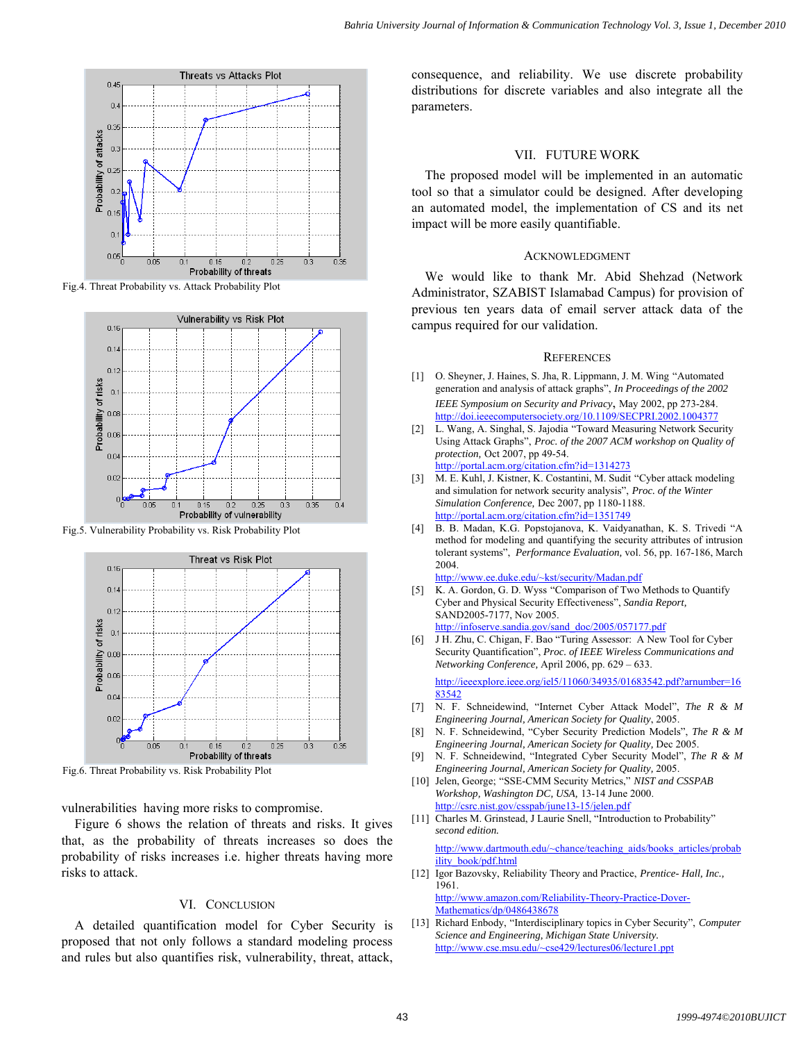Fig.4. Threat Probability vs. Attack Probability Plot

Fig.5. Vulnerability Probability vs. Risk Probability Plot

Fig.6. Threat Probability vs. Risk Probability Plot

vulnerabilities having more risks to compromise.

Figure 6 shows the relation of threats and risks. It gives that, as the probability of threats increases so does the probability of risks increases i.e. higher threats having more risks to attack.

## VI. Conclusion

A detailed quantification model for Cyber Security is proposed that not only follows a standard modeling process and rules but also quantifies risk, vulnerability, threat, attack, consequence, and reliability. We use discrete probability distributions for discrete variables and also integrate all the parameters.

## VII. Future Work

The proposed model will be implemented in an automatic tool so that a simulator could be designed. After developing an automated model, the implementation of CS and its net impact will be more easily quantifiable.

## Acknowledgment

We would like to thank Mr. Abid Shehzad (Network Administrator, SZABIST Islamabad Campus) for provision of previous ten years data of email server attack data of the campus required for our validation.

## References

[1] O. Sheyner, J. Haines, S. Jha, R. Lippmann, J. M. Wing "Automated generation and analysis of attack graphs", *In Proceedings of the 2002 IEEE Symposium on Security and Privacy*, May 2002, pp 273-284. http://doi.ieeecomputersociety.org/10.1109/SECPRI.2002.1004377

[2] L. Wang, A. Singhal, S. Jajodia "Toward Measuring Network Security Using Attack Graphs", *Proc. of the 2007 ACM workshop on Quality of protection,* Oct 2007, pp 49-54. http://portal.acm.org/citation.cfm?id=1314273

[3] M. E. Kuhl, J. Kistner, K. Costantini, M. Sudit "Cyber attack modeling and simulation for network security analysis", *Proc. of the Winter Simulation Conference,* Dec 2007, pp 1180-1188. http://portal.acm.org/citation.cfm?id=1351749

[4] B. B. Madan, K.G. Popstojanova, K. Vaidyanathan, K. S. Trivedi "A method for modeling and quantifying the security attributes of intrusion tolerant systems", *Performance Evaluation,* vol. 56, pp. 167-186, March 2004. http://www.ee.duke.edu/~kst/security/Madan.pdf

[5] K. A. Gordon, G. D. Wyss "Comparison of Two Methods to Quantify Cyber and Physical Security Effectiveness", *Sandia Report,* SAND2005-7177, Nov 2005. http://infoserve.sandia.gov/sand_doc/2005/057177.pdf

[6] J H. Zhu, C. Chigan, F. Bao "Turing Assessor: A New Tool for Cyber Security Quantification", *Proc. of IEEE Wireless Communications and Networking Conference,* April 2006, pp. 629 – 633. http://ieeexplore.ieee.org/iel5/11060/34935/01683542.pdf?arnumber=1683542

[7] N. F. Schneidewind, "Internet Cyber Attack Model", *The R & M Engineering Journal, American Society for Quality*, 2005.

[8] N. F. Schneidewind, "Cyber Security Prediction Models", *The R & M Engineering Journal, American Society for Quality*, Dec 2005.

[9] N. F. Schneidewind, "Integrated Cyber Security Model", *The R & M Engineering Journal, American Society for Quality,* 2005.

[10] Jelen, George; "SSE-CMM Security Metrics," *NIST and CSSPAB Workshop, Washington DC, USA,* 13-14 June 2000. http://csrc.nist.gov/csspab/june13-15/jelen.pdf

[11] Charles M. Grinstead, J Laurie Snell, "Introduction to Probability" *second edition.* http://www.dartmouth.edu/~chance/teaching_aids/books_articles/probability_book/pdf.html

[12] Igor Bazovsky, Reliability Theory and Practice, *Prentice- Hall, Inc.,* 1961. http://www.amazon.com/Reliability-Theory-Practice-Dover-Mathematics/dp/0486438678

[13] Richard Enbody, "Interdisciplinary topics in Cyber Security", *Computer Science and Engineering, Michigan State University.* http://www.cse.msu.edu/~cse429/lectures06/lecture1.ppt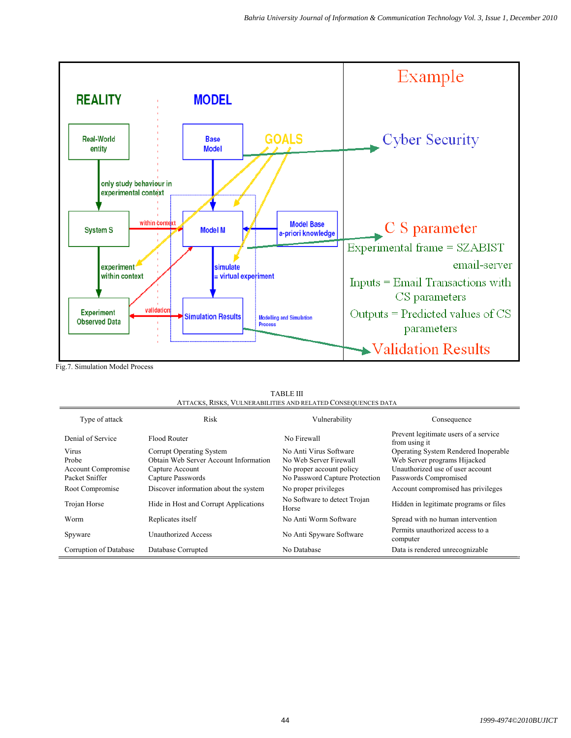REALITY

MODEL

Example

Real-World entity

Base Model

GOALS

Cyber Security

only study behaviour in experimental context

System S

within context

Model M

Model Base a-priori knowledge

C S parameter

Experimental frame = SZABIST email-server

experiment within context

simulate = virtual experiment

Inputs = Email Transactions with CS parameters

Outputs = Predicted values of CS parameters

Experiment Observed Data

validation

Simulation Results

Modelling and Simulation Process

Validation Results

Fig.7. Simulation Model Process

TABLE III
ATTACKS, RISKS, VULNERABILITIES AND RELATED CONSEQUENCES DATA

| Type of attack | Risk | Vulnerability | Consequence |
|---|---|---|---|
| Denial of Service | Flood Router | No Firewall | Prevent legitimate users of a service from using it |
| Virus | Corrupt Operating System | No Anti Virus Software | Operating System Rendered Inoperable |
| Probe | Obtain Web Server Account Information | No Web Server Firewall | Web Server programs Hijacked |
| Account Compromise | Capture Account | No proper account policy | Unauthorized use of user account |
| Packet Sniffer | Capture Passwords | No Password Capture Protection | Passwords Compromised |
| Root Compromise | Discover information about the system | No proper privileges | Account compromised has privileges |
| Trojan Horse | Hide in Host and Corrupt Applications | No Software to detect Trojan Horse | Hidden in legitimate programs or files |
| Worm | Replicates itself | No Anti Worm Software | Spread with no human intervention |
| Spyware | Unauthorized Access | No Anti Spyware Software | Permits unauthorized access to a computer |
| Corruption of Database | Database Corrupted | No Database | Data is rendered unrecognizable |